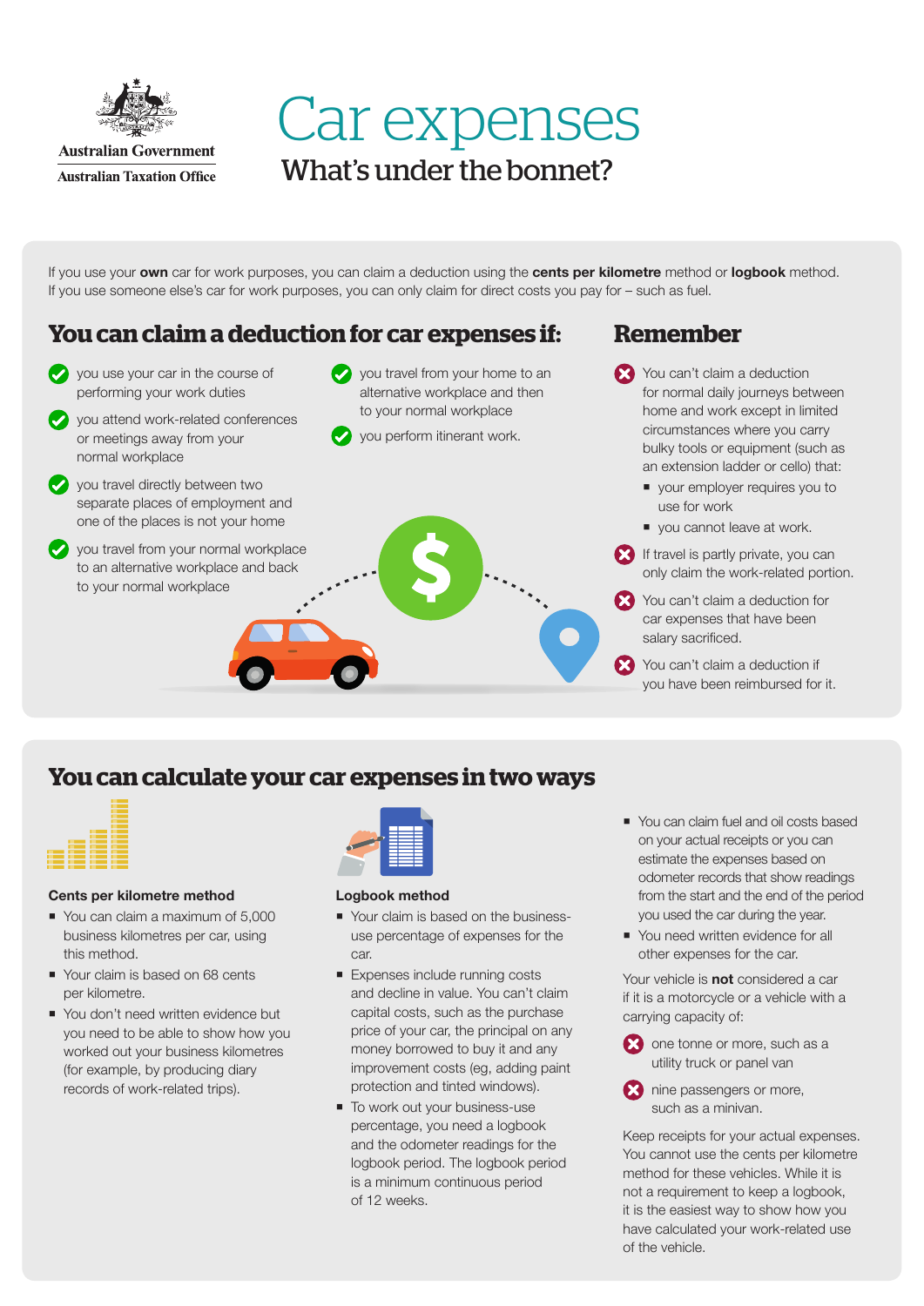Australian Government
Australian Taxation Office

# Car expenses

## What's under the bonnet?

If you use your **own** car for work purposes, you can claim a deduction using the **cents per kilometre** method or **logbook** method. If you use someone else's car for work purposes, you can only claim for direct costs you pay for – such as fuel.

## You can claim a deduction for car expenses if:

- you use your car in the course of performing your work duties
- you attend work-related conferences or meetings away from your normal workplace
- you travel directly between two separate places of employment and one of the places is not your home
- you travel from your normal workplace to an alternative workplace and back to your normal workplace
- you travel from your home to an alternative workplace and then to your normal workplace
- you perform itinerant work.

## Remember

- You can't claim a deduction for normal daily journeys between home and work except in limited circumstances where you carry bulky tools or equipment (such as an extension ladder or cello) that:
  - your employer requires you to use for work
  - you cannot leave at work.
- If travel is partly private, you can only claim the work-related portion.
- You can't claim a deduction for car expenses that have been salary sacrificed.
- You can't claim a deduction if you have been reimbursed for it.

## You can calculate your car expenses in two ways

### Cents per kilometre method

- You can claim a maximum of 5,000 business kilometres per car, using this method.
- Your claim is based on 68 cents per kilometre.
- You don't need written evidence but you need to be able to show how you worked out your business kilometres (for example, by producing diary records of work-related trips).

### Logbook method

- Your claim is based on the business-use percentage of expenses for the car.
- Expenses include running costs and decline in value. You can't claim capital costs, such as the purchase price of your car, the principal on any money borrowed to buy it and any improvement costs (eg, adding paint protection and tinted windows).
- To work out your business-use percentage, you need a logbook and the odometer readings for the logbook period. The logbook period is a minimum continuous period of 12 weeks.
- You can claim fuel and oil costs based on your actual receipts or you can estimate the expenses based on odometer records that show readings from the start and the end of the period you used the car during the year.
- You need written evidence for all other expenses for the car.

Your vehicle is **not** considered a car if it is a motorcycle or a vehicle with a carrying capacity of:

- one tonne or more, such as a utility truck or panel van
- nine passengers or more, such as a minivan.

Keep receipts for your actual expenses. You cannot use the cents per kilometre method for these vehicles. While it is not a requirement to keep a logbook, it is the easiest way to show how you have calculated your work-related use of the vehicle.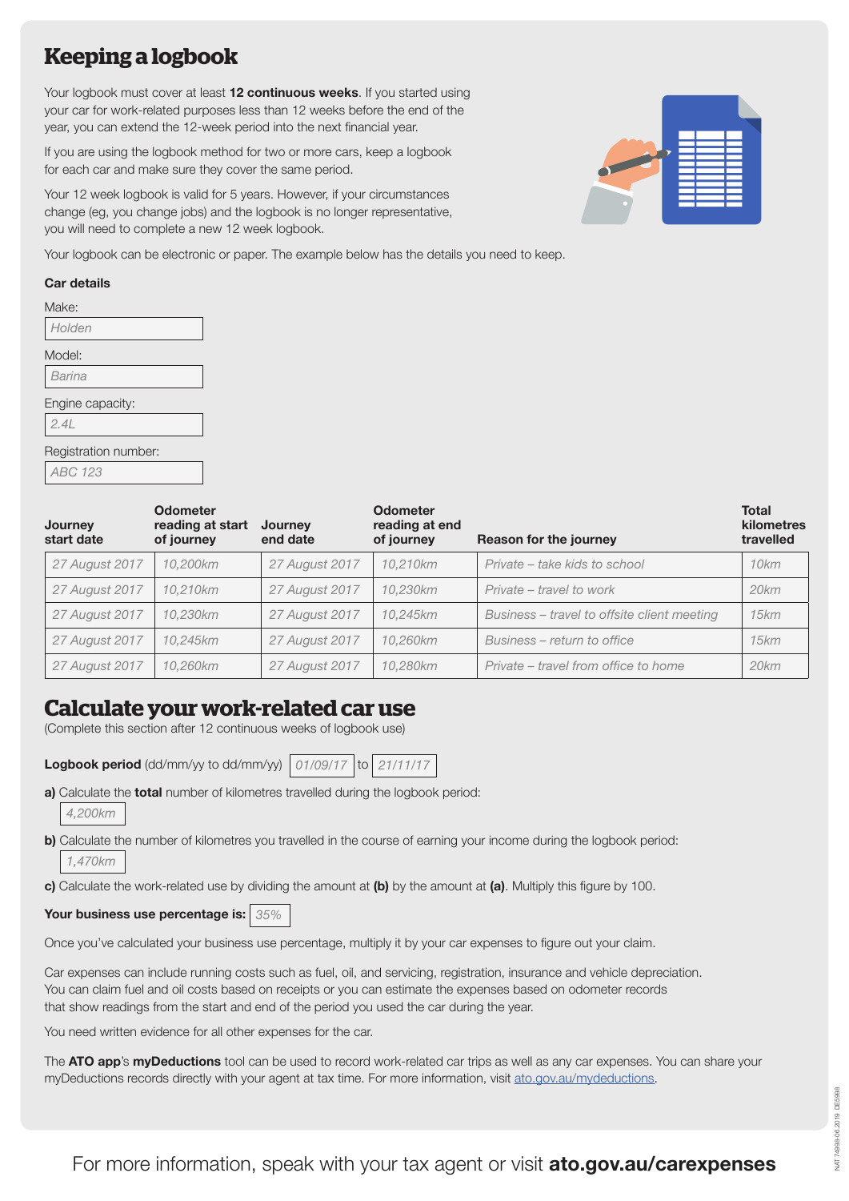# Keeping a logbook

Your logbook must cover at least **12 continuous weeks**. If you started using your car for work-related purposes less than 12 weeks before the end of the year, you can extend the 12-week period into the next financial year.

If you are using the logbook method for two or more cars, keep a logbook for each car and make sure they cover the same period.

Your 12 week logbook is valid for 5 years. However, if your circumstances change (eg, you change jobs) and the logbook is no longer representative, you will need to complete a new 12 week logbook.

Your logbook can be electronic or paper. The example below has the details you need to keep.

**Car details**

Make:

*Holden*

Model:

*Barina*

Engine capacity:

*2.4L*

Registration number:

*ABC 123*

| Journey start date | Odometer reading at start of journey | Journey end date | Odometer reading at end of journey | Reason for the journey | Total kilometres travelled |
|---|---|---|---|---|---|
| *27 August 2017* | *10,200km* | *27 August 2017* | *10,210km* | *Private – take kids to school* | *10km* |
| *27 August 2017* | *10,210km* | *27 August 2017* | *10,230km* | *Private – travel to work* | *20km* |
| *27 August 2017* | *10,230km* | *27 August 2017* | *10,245km* | *Business – travel to offsite client meeting* | *15km* |
| *27 August 2017* | *10,245km* | *27 August 2017* | *10,260km* | *Business – return to office* | *15km* |
| *27 August 2017* | *10,260km* | *27 August 2017* | *10,280km* | *Private – travel from office to home* | *20km* |

# Calculate your work-related car use

(Complete this section after 12 continuous weeks of logbook use)

**Logbook period** (dd/mm/yy to dd/mm/yy) *01/09/17* to *21/11/17*

**a)** Calculate the **total** number of kilometres travelled during the logbook period:

*4,200km*

**b)** Calculate the number of kilometres you travelled in the course of earning your income during the logbook period:

*1,470km*

**c)** Calculate the work-related use by dividing the amount at **(b)** by the amount at **(a)**. Multiply this figure by 100.

**Your business use percentage is:** *35%*

Once you've calculated your business use percentage, multiply it by your car expenses to figure out your claim.

Car expenses can include running costs such as fuel, oil, and servicing, registration, insurance and vehicle depreciation. You can claim fuel and oil costs based on receipts or you can estimate the expenses based on odometer records that show readings from the start and end of the period you used the car during the year.

You need written evidence for all other expenses for the car.

The **ATO app**'s **myDeductions** tool can be used to record work-related car trips as well as any car expenses. You can share your myDeductions records directly with your agent at tax time. For more information, visit ato.gov.au/mydeductions.

For more information, speak with your tax agent or visit **ato.gov.au/carexpenses**